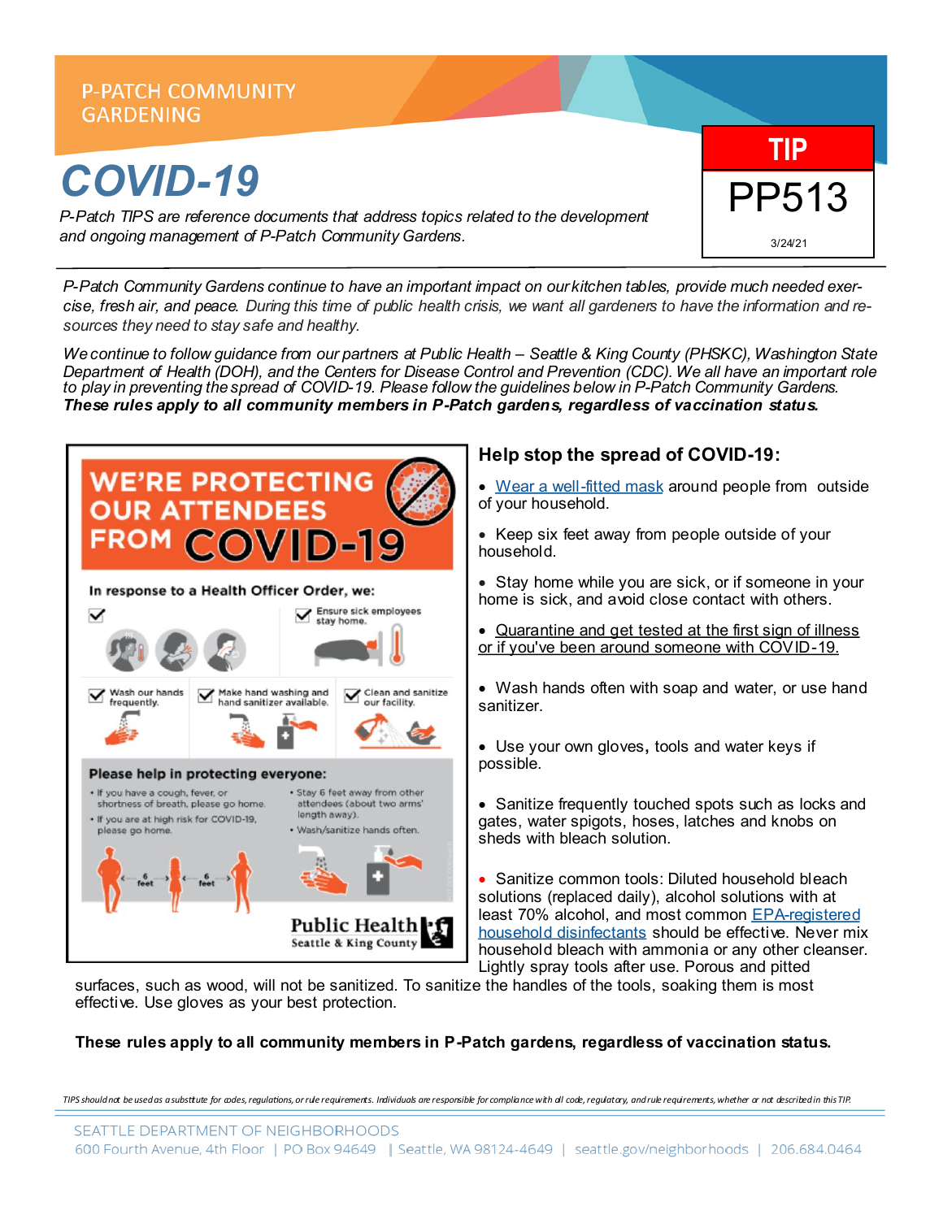P-PATCH COMMUNITY GARDENING

# COVID-19

*P-Patch TIPS are reference documents that address topics related to the development and ongoing management of P-Patch Community Gardens.*

**TIP**
**PP513**
3/24/21

*P-Patch Community Gardens continue to have an important impact on our kitchen tables, provide much needed exercise, fresh air, and peace. During this time of public health crisis, we want all gardeners to have the information and resources they need to stay safe and healthy.*

*We continue to follow guidance from our partners at Public Health – Seattle & King County (PHSKC), Washington State Department of Health (DOH), and the Centers for Disease Control and Prevention (CDC). We all have an important role to play in preventing the spread of COVID-19. Please follow the guidelines below in P-Patch Community Gardens.*
***These rules apply to all community members in P-Patch gardens, regardless of vaccination status.***

## WE'RE PROTECTING OUR ATTENDEES FROM COVID-19

**In response to a Health Officer Order, we:**

- Ensure sick employees stay home.
- Wash our hands frequently.
- Make hand washing and hand sanitizer available.
- Clean and sanitize our facility.

**Please help in protecting everyone:**

- If you have a cough, fever, or shortness of breath, please go home.
- If you are at high risk for COVID-19, please go home.
- Stay 6 feet away from other attendees (about two arms' length away).
- Wash/sanitize hands often.

Public Health Seattle & King County

## Help stop the spread of COVID-19:

- Wear a well-fitted mask around people from outside of your household.
- Keep six feet away from people outside of your household.
- Stay home while you are sick, or if someone in your home is sick, and avoid close contact with others.
- Quarantine and get tested at the first sign of illness or if you've been around someone with COVID-19.
- Wash hands often with soap and water, or use hand sanitizer.
- Use your own gloves, tools and water keys if possible.
- Sanitize frequently touched spots such as locks and gates, water spigots, hoses, latches and knobs on sheds with bleach solution.
- Sanitize common tools: Diluted household bleach solutions (replaced daily), alcohol solutions with at least 70% alcohol, and most common EPA-registered household disinfectants should be effective. Never mix household bleach with ammonia or any other cleanser. Lightly spray tools after use. Porous and pitted surfaces, such as wood, will not be sanitized. To sanitize the handles of the tools, soaking them is most effective. Use gloves as your best protection.

**These rules apply to all community members in P-Patch gardens, regardless of vaccination status.**

*TIPS should not be used as a substitute for codes, regulations, or rule requirements. Individuals are responsible for compliance with all code, regulatory, and rule requirements, whether or not described in this TIP.*

SEATTLE DEPARTMENT OF NEIGHBORHOODS
600 Fourth Avenue, 4th Floor | PO Box 94649 | Seattle, WA 98124-4649 | seattle.gov/neighborhoods | 206.684.0464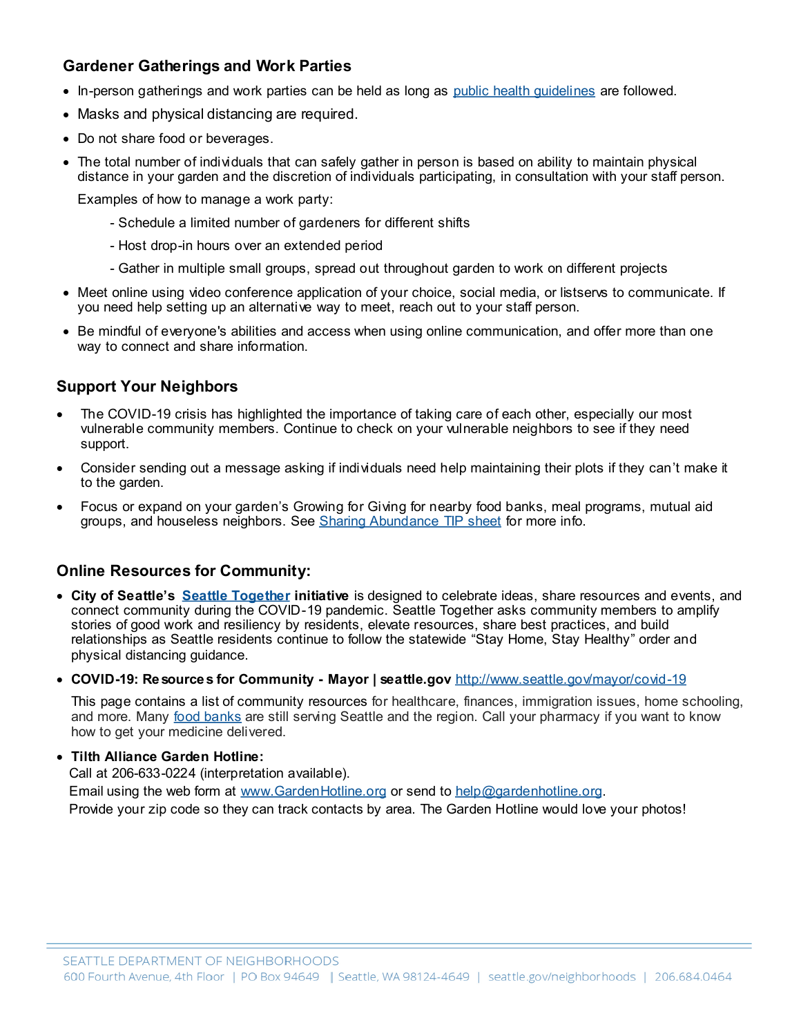### Gardener Gatherings and Work Parties

- In-person gatherings and work parties can be held as long as public health guidelines are followed.
- Masks and physical distancing are required.
- Do not share food or beverages.
- The total number of individuals that can safely gather in person is based on ability to maintain physical distance in your garden and the discretion of individuals participating, in consultation with your staff person.

  Examples of how to manage a work party:

  - Schedule a limited number of gardeners for different shifts
  - Host drop-in hours over an extended period
  - Gather in multiple small groups, spread out throughout garden to work on different projects

- Meet online using video conference application of your choice, social media, or listservs to communicate. If you need help setting up an alternative way to meet, reach out to your staff person.
- Be mindful of everyone's abilities and access when using online communication, and offer more than one way to connect and share information.

### Support Your Neighbors

- The COVID-19 crisis has highlighted the importance of taking care of each other, especially our most vulnerable community members. Continue to check on your vulnerable neighbors to see if they need support.
- Consider sending out a message asking if individuals need help maintaining their plots if they can't make it to the garden.
- Focus or expand on your garden's Growing for Giving for nearby food banks, meal programs, mutual aid groups, and houseless neighbors. See Sharing Abundance TIP sheet for more info.

### Online Resources for Community:

- **City of Seattle's Seattle Together initiative** is designed to celebrate ideas, share resources and events, and connect community during the COVID-19 pandemic. Seattle Together asks community members to amplify stories of good work and resiliency by residents, elevate resources, share best practices, and build relationships as Seattle residents continue to follow the statewide "Stay Home, Stay Healthy" order and physical distancing guidance.
- **COVID-19: Resources for Community - Mayor | seattle.gov** http://www.seattle.gov/mayor/covid-19

  This page contains a list of community resources for healthcare, finances, immigration issues, home schooling, and more. Many food banks are still serving Seattle and the region. Call your pharmacy if you want to know how to get your medicine delivered.

- **Tilth Alliance Garden Hotline:**
  Call at 206-633-0224 (interpretation available).
  Email using the web form at www.GardenHotline.org or send to help@gardenhotline.org.
  Provide your zip code so they can track contacts by area. The Garden Hotline would love your photos!

SEATTLE DEPARTMENT OF NEIGHBORHOODS
600 Fourth Avenue, 4th Floor | PO Box 94649 | Seattle, WA 98124-4649 | seattle.gov/neighborhoods | 206.684.0464